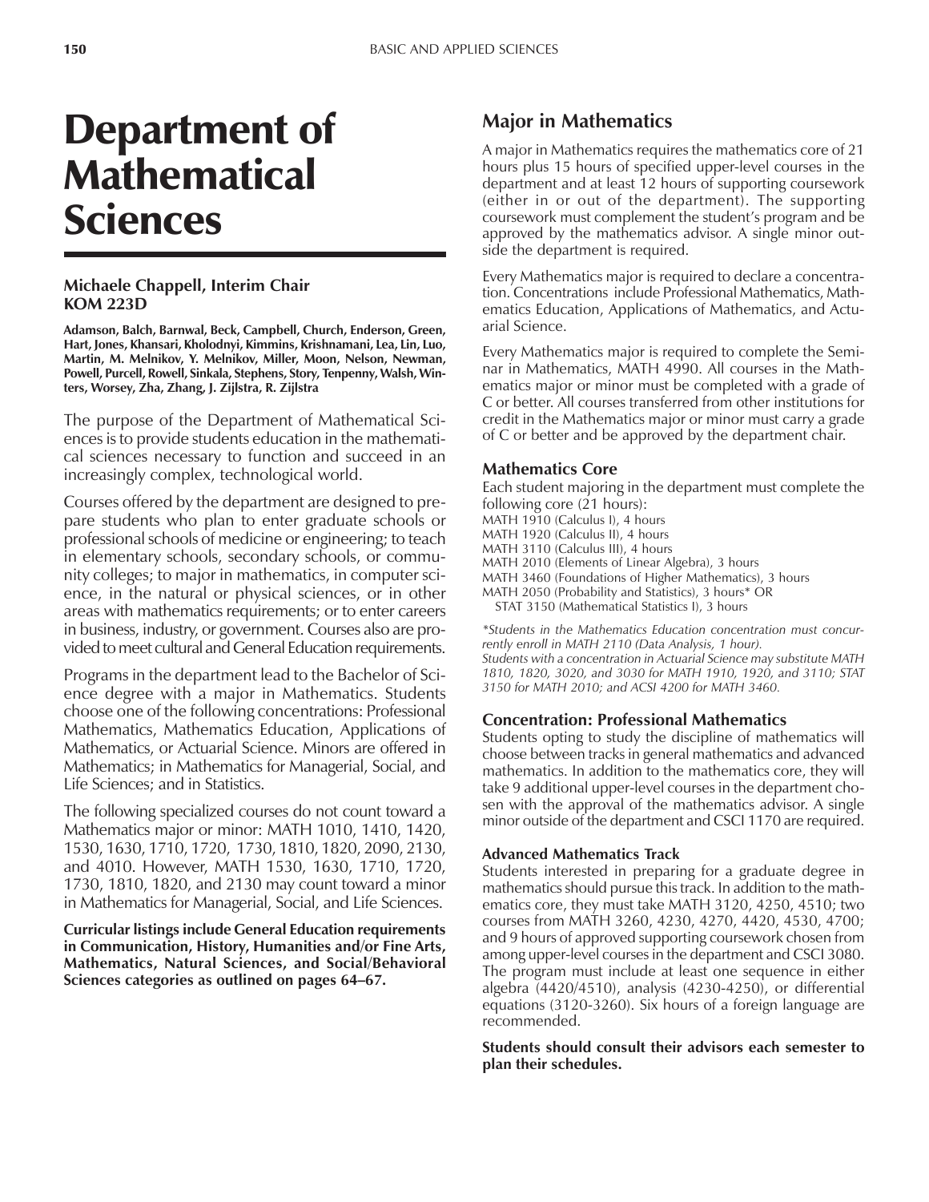# Department of Mathematical Sciences

**Michaele Chappell, Interim Chair**
**KOM 223D**

**Adamson, Balch, Barnwal, Beck, Campbell, Church, Enderson, Green, Hart, Jones, Khansari, Kholodnyi, Kimmins, Krishnamani, Lea, Lin, Luo, Martin, M. Melnikov, Y. Melnikov, Miller, Moon, Nelson, Newman, Powell, Purcell, Rowell, Sinkala, Stephens, Story, Tenpenny, Walsh, Winters, Worsey, Zha, Zhang, J. Zijlstra, R. Zijlstra**

The purpose of the Department of Mathematical Sciences is to provide students education in the mathematical sciences necessary to function and succeed in an increasingly complex, technological world.

Courses offered by the department are designed to prepare students who plan to enter graduate schools or professional schools of medicine or engineering; to teach in elementary schools, secondary schools, or community colleges; to major in mathematics, in computer science, in the natural or physical sciences, or in other areas with mathematics requirements; or to enter careers in business, industry, or government. Courses also are provided to meet cultural and General Education requirements.

Programs in the department lead to the Bachelor of Science degree with a major in Mathematics. Students choose one of the following concentrations: Professional Mathematics, Mathematics Education, Applications of Mathematics, or Actuarial Science. Minors are offered in Mathematics; in Mathematics for Managerial, Social, and Life Sciences; and in Statistics.

The following specialized courses do not count toward a Mathematics major or minor: MATH 1010, 1410, 1420, 1530, 1630, 1710, 1720, 1730, 1810, 1820, 2090, 2130, and 4010. However, MATH 1530, 1630, 1710, 1720, 1730, 1810, 1820, and 2130 may count toward a minor in Mathematics for Managerial, Social, and Life Sciences.

**Curricular listings include General Education requirements in Communication, History, Humanities and/or Fine Arts, Mathematics, Natural Sciences, and Social/Behavioral Sciences categories as outlined on pages 64–67.**

## Major in Mathematics

A major in Mathematics requires the mathematics core of 21 hours plus 15 hours of specified upper-level courses in the department and at least 12 hours of supporting coursework (either in or out of the department). The supporting coursework must complement the student's program and be approved by the mathematics advisor. A single minor outside the department is required.

Every Mathematics major is required to declare a concentration. Concentrations include Professional Mathematics, Mathematics Education, Applications of Mathematics, and Actuarial Science.

Every Mathematics major is required to complete the Seminar in Mathematics, MATH 4990. All courses in the Mathematics major or minor must be completed with a grade of C or better. All courses transferred from other institutions for credit in the Mathematics major or minor must carry a grade of C or better and be approved by the department chair.

### Mathematics Core

Each student majoring in the department must complete the following core (21 hours):

MATH 1910 (Calculus I), 4 hours
MATH 1920 (Calculus II), 4 hours
MATH 3110 (Calculus III), 4 hours
MATH 2010 (Elements of Linear Algebra), 3 hours
MATH 3460 (Foundations of Higher Mathematics), 3 hours
MATH 2050 (Probability and Statistics), 3 hours* OR
STAT 3150 (Mathematical Statistics I), 3 hours

*\*Students in the Mathematics Education concentration must concurrently enroll in MATH 2110 (Data Analysis, 1 hour).*
*Students with a concentration in Actuarial Science may substitute MATH 1810, 1820, 3020, and 3030 for MATH 1910, 1920, and 3110; STAT 3150 for MATH 2010; and ACSI 4200 for MATH 3460.*

### Concentration: Professional Mathematics

Students opting to study the discipline of mathematics will choose between tracks in general mathematics and advanced mathematics. In addition to the mathematics core, they will take 9 additional upper-level courses in the department chosen with the approval of the mathematics advisor. A single minor outside of the department and CSCI 1170 are required.

#### Advanced Mathematics Track

Students interested in preparing for a graduate degree in mathematics should pursue this track. In addition to the mathematics core, they must take MATH 3120, 4250, 4510; two courses from MATH 3260, 4230, 4270, 4420, 4530, 4700; and 9 hours of approved supporting coursework chosen from among upper-level courses in the department and CSCI 3080. The program must include at least one sequence in either algebra (4420/4510), analysis (4230-4250), or differential equations (3120-3260). Six hours of a foreign language are recommended.

**Students should consult their advisors each semester to plan their schedules.**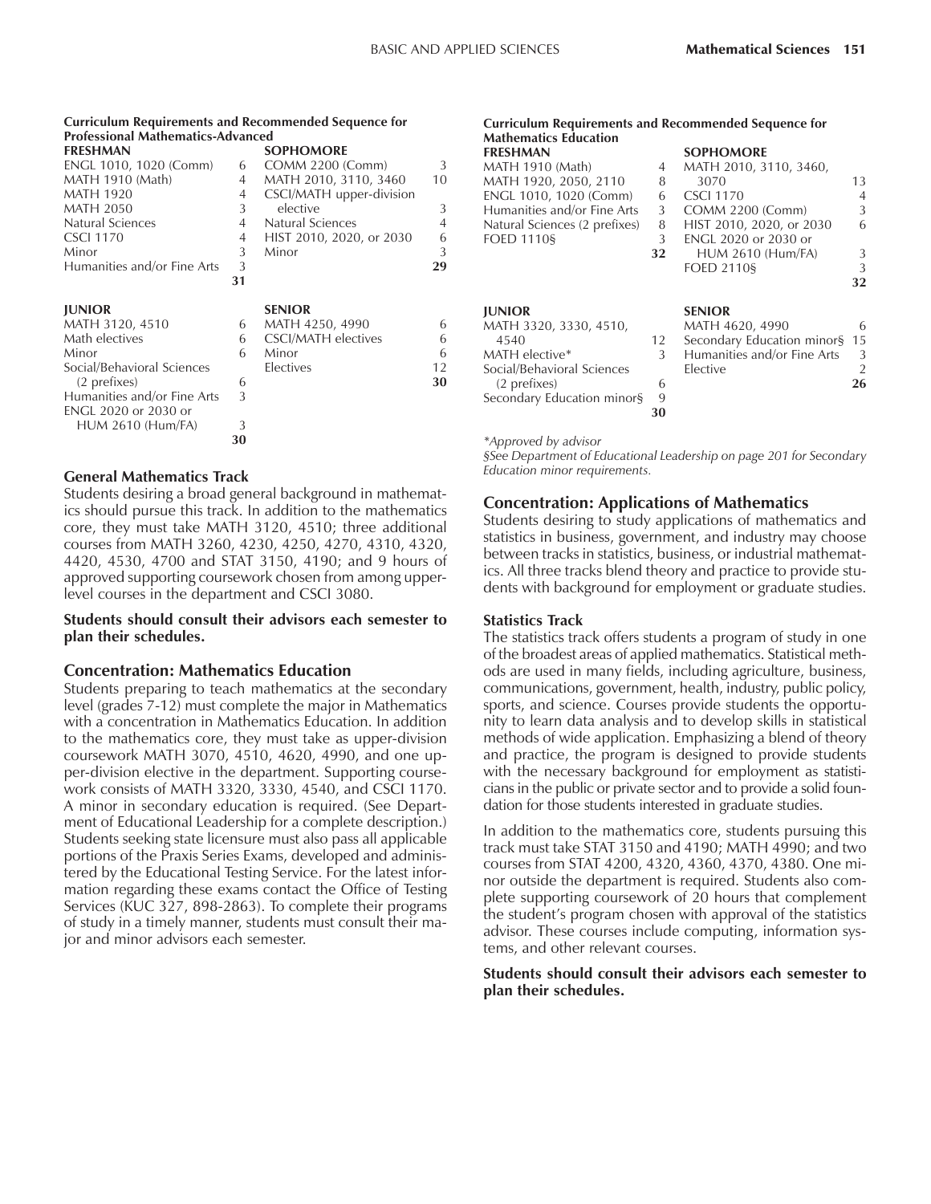**Curriculum Requirements and Recommended Sequence for Professional Mathematics-Advanced**

| FRESHMAN | | SOPHOMORE | |
|---|---|---|---|
| ENGL 1010, 1020 (Comm) | 6 | COMM 2200 (Comm) | 3 |
| MATH 1910 (Math) | 4 | MATH 2010, 3110, 3460 | 10 |
| MATH 1920 | 4 | CSCI/MATH upper-division elective | 3 |
| MATH 2050 | 3 | Natural Sciences | 4 |
| Natural Sciences | 4 | HIST 2010, 2020, or 2030 | 6 |
| CSCI 1170 | 4 | Minor | 3 |
| Minor | 3 | | **29** |
| Humanities and/or Fine Arts | 3 | | |
| | **31** | | |

| JUNIOR | | SENIOR | |
|---|---|---|---|
| MATH 3120, 4510 | 6 | MATH 4250, 4990 | 6 |
| Math electives | 6 | CSCI/MATH electives | 6 |
| Minor | 6 | Minor | 6 |
| Social/Behavioral Sciences (2 prefixes) | 6 | Electives | 12 |
| Humanities and/or Fine Arts | 3 | | **30** |
| ENGL 2020 or 2030 or HUM 2610 (Hum/FA) | 3 | | |
| | **30** | | |

### General Mathematics Track

Students desiring a broad general background in mathematics should pursue this track. In addition to the mathematics core, they must take MATH 3120, 4510; three additional courses from MATH 3260, 4230, 4250, 4270, 4310, 4320, 4420, 4530, 4700 and STAT 3150, 4190; and 9 hours of approved supporting coursework chosen from among upper-level courses in the department and CSCI 3080.

**Students should consult their advisors each semester to plan their schedules.**

## Concentration: Mathematics Education

Students preparing to teach mathematics at the secondary level (grades 7-12) must complete the major in Mathematics with a concentration in Mathematics Education. In addition to the mathematics core, they must take as upper-division coursework MATH 3070, 4510, 4620, 4990, and one upper-division elective in the department. Supporting coursework consists of MATH 3320, 3330, 4540, and CSCI 1170. A minor in secondary education is required. (See Department of Educational Leadership for a complete description.) Students seeking state licensure must also pass all applicable portions of the Praxis Series Exams, developed and administered by the Educational Testing Service. For the latest information regarding these exams contact the Office of Testing Services (KUC 327, 898-2863). To complete their programs of study in a timely manner, students must consult their major and minor advisors each semester.

**Curriculum Requirements and Recommended Sequence for Mathematics Education**

| FRESHMAN | | SOPHOMORE | |
|---|---|---|---|
| MATH 1910 (Math) | 4 | MATH 2010, 3110, 3460, 3070 | 13 |
| MATH 1920, 2050, 2110 | 8 | CSCI 1170 | 4 |
| ENGL 1010, 1020 (Comm) | 6 | COMM 2200 (Comm) | 3 |
| Humanities and/or Fine Arts | 3 | HIST 2010, 2020, or 2030 | 6 |
| Natural Sciences (2 prefixes) | 8 | ENGL 2020 or 2030 or HUM 2610 (Hum/FA) | 3 |
| FOED 1110§ | 3 | FOED 2110§ | 3 |
| | **32** | | **32** |

| JUNIOR | | SENIOR | |
|---|---|---|---|
| MATH 3320, 3330, 4510, 4540 | 12 | MATH 4620, 4990 | 6 |
| MATH elective* | 3 | Secondary Education minor§ | 15 |
| Social/Behavioral Sciences (2 prefixes) | 6 | Humanities and/or Fine Arts | 3 |
| Secondary Education minor§ | 9 | Elective | 2 |
| | **30** | | **26** |

*\*Approved by advisor*

*§See Department of Educational Leadership on page 201 for Secondary Education minor requirements.*

## Concentration: Applications of Mathematics

Students desiring to study applications of mathematics and statistics in business, government, and industry may choose between tracks in statistics, business, or industrial mathematics. All three tracks blend theory and practice to provide students with background for employment or graduate studies.

### Statistics Track

The statistics track offers students a program of study in one of the broadest areas of applied mathematics. Statistical methods are used in many fields, including agriculture, business, communications, government, health, industry, public policy, sports, and science. Courses provide students the opportunity to learn data analysis and to develop skills in statistical methods of wide application. Emphasizing a blend of theory and practice, the program is designed to provide students with the necessary background for employment as statisticians in the public or private sector and to provide a solid foundation for those students interested in graduate studies.

In addition to the mathematics core, students pursuing this track must take STAT 3150 and 4190; MATH 4990; and two courses from STAT 4200, 4320, 4360, 4370, 4380. One minor outside the department is required. Students also complete supporting coursework of 20 hours that complement the student's program chosen with approval of the statistics advisor. These courses include computing, information systems, and other relevant courses.

**Students should consult their advisors each semester to plan their schedules.**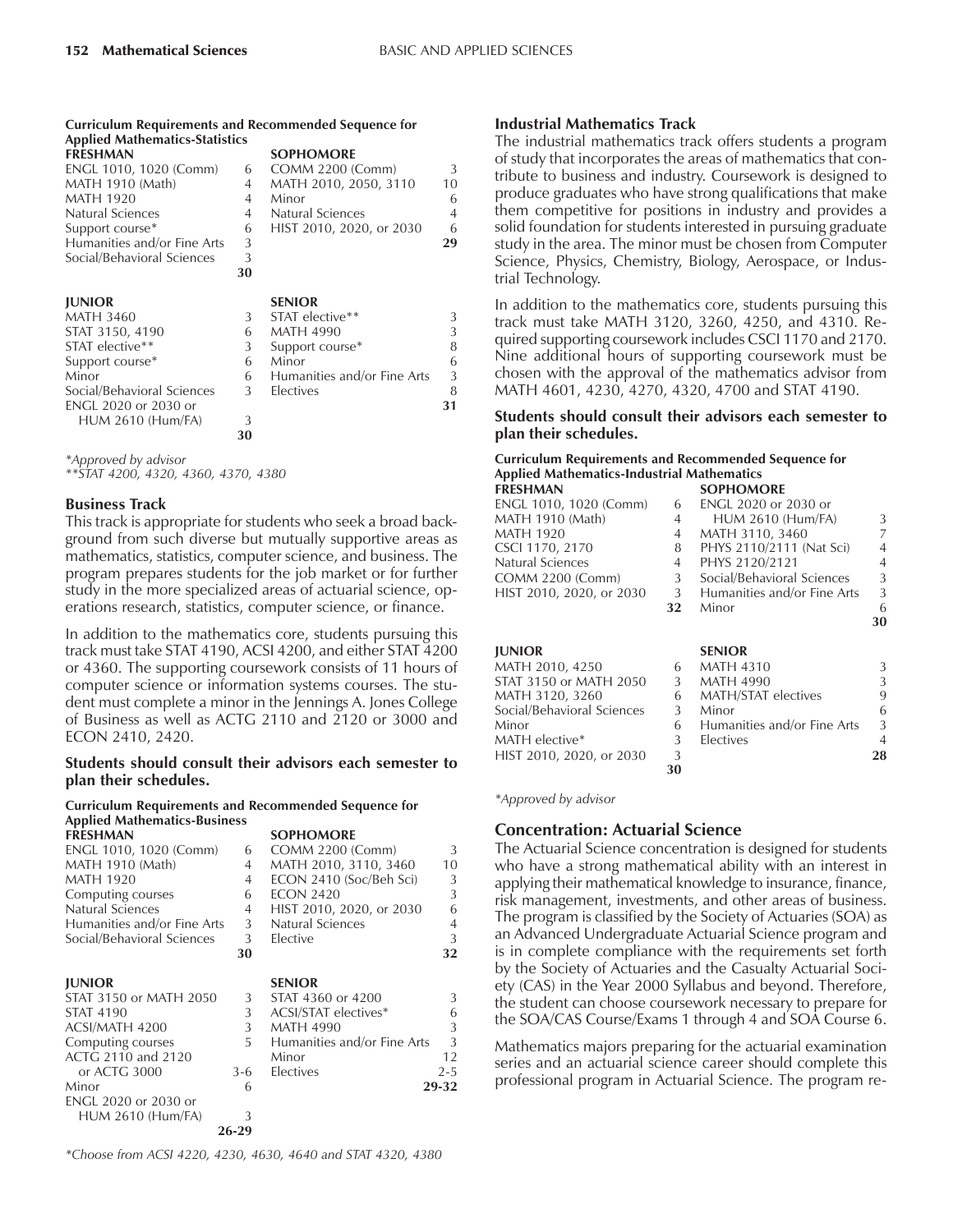**Curriculum Requirements and Recommended Sequence for Applied Mathematics-Statistics**

| FRESHMAN | | SOPHOMORE | |
|---|---|---|---|
| ENGL 1010, 1020 (Comm) | 6 | COMM 2200 (Comm) | 3 |
| MATH 1910 (Math) | 4 | MATH 2010, 2050, 3110 | 10 |
| MATH 1920 | 4 | Minor | 6 |
| Natural Sciences | 4 | Natural Sciences | 4 |
| Support course* | 6 | HIST 2010, 2020, or 2030 | 6 |
| Humanities and/or Fine Arts | 3 | | **29** |
| Social/Behavioral Sciences | 3 | | |
| | **30** | | |

| JUNIOR | | SENIOR | |
|---|---|---|---|
| MATH 3460 | 3 | STAT elective** | 3 |
| STAT 3150, 4190 | 6 | MATH 4990 | 3 |
| STAT elective** | 3 | Support course* | 8 |
| Support course* | 6 | Minor | 6 |
| Minor | 6 | Humanities and/or Fine Arts | 3 |
| Social/Behavioral Sciences | 3 | Electives | 8 |
| ENGL 2020 or 2030 or HUM 2610 (Hum/FA) | 3 | | **31** |
| | **30** | | |

*\*Approved by advisor*
*\*\*STAT 4200, 4320, 4360, 4370, 4380*

### Business Track

This track is appropriate for students who seek a broad background from such diverse but mutually supportive areas as mathematics, statistics, computer science, and business. The program prepares students for the job market or for further study in the more specialized areas of actuarial science, operations research, statistics, computer science, or finance.

In addition to the mathematics core, students pursuing this track must take STAT 4190, ACSI 4200, and either STAT 4200 or 4360. The supporting coursework consists of 11 hours of computer science or information systems courses. The student must complete a minor in the Jennings A. Jones College of Business as well as ACTG 2110 and 2120 or 3000 and ECON 2410, 2420.

**Students should consult their advisors each semester to plan their schedules.**

**Curriculum Requirements and Recommended Sequence for Applied Mathematics-Business**

| FRESHMAN | | SOPHOMORE | |
|---|---|---|---|
| ENGL 1010, 1020 (Comm) | 6 | COMM 2200 (Comm) | 3 |
| MATH 1910 (Math) | 4 | MATH 2010, 3110, 3460 | 10 |
| MATH 1920 | 4 | ECON 2410 (Soc/Beh Sci) | 3 |
| Computing courses | 6 | ECON 2420 | 3 |
| Natural Sciences | 4 | HIST 2010, 2020, or 2030 | 6 |
| Humanities and/or Fine Arts | 3 | Natural Sciences | 4 |
| Social/Behavioral Sciences | 3 | Elective | 3 |
| | **30** | | **32** |

| JUNIOR | | SENIOR | |
|---|---|---|---|
| STAT 3150 or MATH 2050 | 3 | STAT 4360 or 4200 | 3 |
| STAT 4190 | 3 | ACSI/STAT electives* | 6 |
| ACSI/MATH 4200 | 3 | MATH 4990 | 3 |
| Computing courses | 5 | Humanities and/or Fine Arts | 3 |
| ACTG 2110 and 2120 or ACTG 3000 | 3-6 | Minor | 12 |
| Minor | 6 | Electives | 2-5 |
| ENGL 2020 or 2030 or HUM 2610 (Hum/FA) | 3 | | **29-32** |
| | **26-29** | | |

*\*Choose from ACSI 4220, 4230, 4630, 4640 and STAT 4320, 4380*

### Industrial Mathematics Track

The industrial mathematics track offers students a program of study that incorporates the areas of mathematics that contribute to business and industry. Coursework is designed to produce graduates who have strong qualifications that make them competitive for positions in industry and provides a solid foundation for students interested in pursuing graduate study in the area. The minor must be chosen from Computer Science, Physics, Chemistry, Biology, Aerospace, or Industrial Technology.

In addition to the mathematics core, students pursuing this track must take MATH 3120, 3260, 4250, and 4310. Required supporting coursework includes CSCI 1170 and 2170. Nine additional hours of supporting coursework must be chosen with the approval of the mathematics advisor from MATH 4601, 4230, 4270, 4320, 4700 and STAT 4190.

**Students should consult their advisors each semester to plan their schedules.**

**Curriculum Requirements and Recommended Sequence for Applied Mathematics-Industrial Mathematics**

| FRESHMAN | | SOPHOMORE | |
|---|---|---|---|
| ENGL 1010, 1020 (Comm) | 6 | ENGL 2020 or 2030 or HUM 2610 (Hum/FA) | 3 |
| MATH 1910 (Math) | 4 | MATH 3110, 3460 | 7 |
| MATH 1920 | 4 | PHYS 2110/2111 (Nat Sci) | 4 |
| CSCI 1170, 2170 | 8 | PHYS 2120/2121 | 4 |
| Natural Sciences | 4 | Social/Behavioral Sciences | 3 |
| COMM 2200 (Comm) | 3 | Humanities and/or Fine Arts | 3 |
| HIST 2010, 2020, or 2030 | 3 | Minor | 6 |
| | **32** | | **30** |

| JUNIOR | | SENIOR | |
|---|---|---|---|
| MATH 2010, 4250 | 6 | MATH 4310 | 3 |
| STAT 3150 or MATH 2050 | 3 | MATH 4990 | 3 |
| MATH 3120, 3260 | 6 | MATH/STAT electives | 9 |
| Social/Behavioral Sciences | 3 | Minor | 6 |
| Minor | 6 | Humanities and/or Fine Arts | 3 |
| MATH elective* | 3 | Electives | 4 |
| HIST 2010, 2020, or 2030 | 3 | | **28** |
| | **30** | | |

*\*Approved by advisor*

## Concentration: Actuarial Science

The Actuarial Science concentration is designed for students who have a strong mathematical ability with an interest in applying their mathematical knowledge to insurance, finance, risk management, investments, and other areas of business. The program is classified by the Society of Actuaries (SOA) as an Advanced Undergraduate Actuarial Science program and is in complete compliance with the requirements set forth by the Society of Actuaries and the Casualty Actuarial Society (CAS) in the Year 2000 Syllabus and beyond. Therefore, the student can choose coursework necessary to prepare for the SOA/CAS Course/Exams 1 through 4 and SOA Course 6.

Mathematics majors preparing for the actuarial examination series and an actuarial science career should complete this professional program in Actuarial Science. The program re-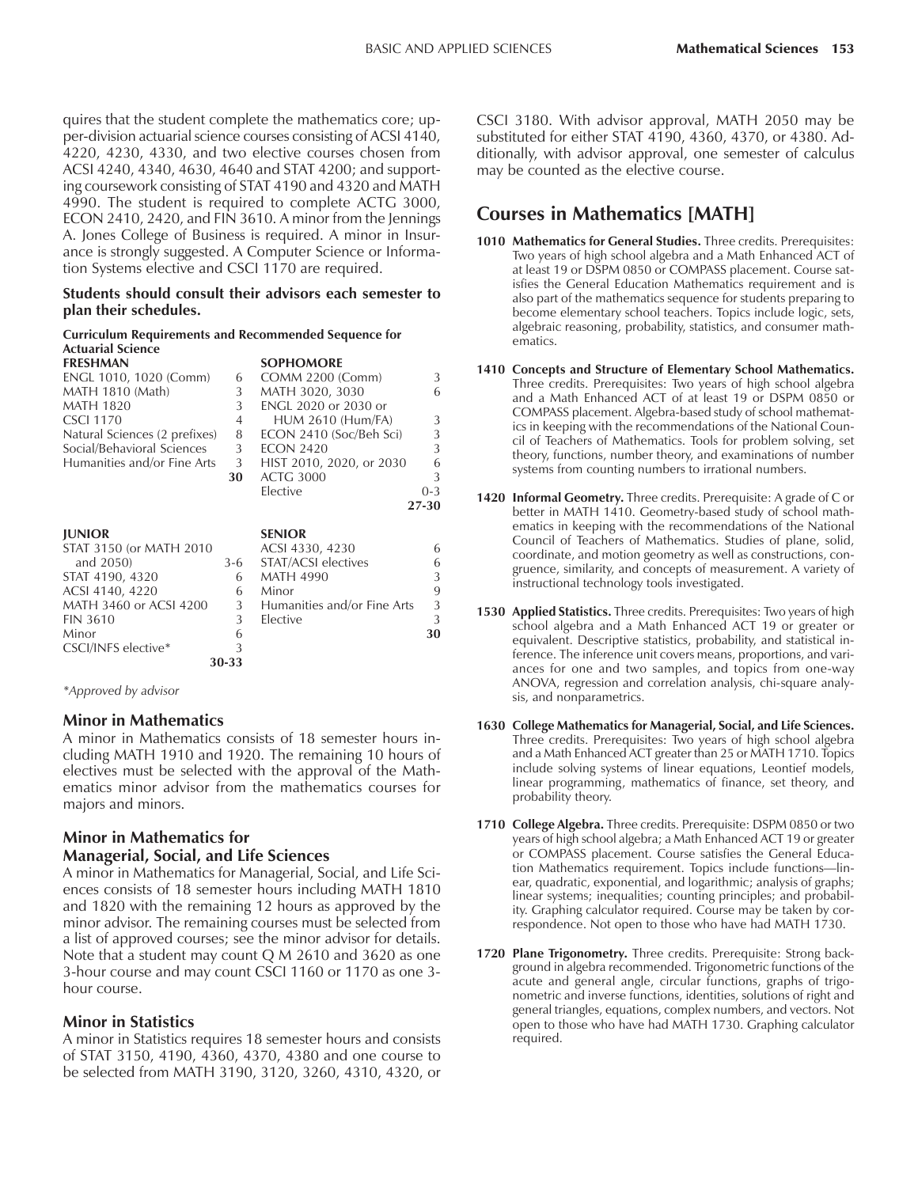quires that the student complete the mathematics core; upper-division actuarial science courses consisting of ACSI 4140, 4220, 4230, 4330, and two elective courses chosen from ACSI 4240, 4340, 4630, 4640 and STAT 4200; and supporting coursework consisting of STAT 4190 and 4320 and MATH 4990. The student is required to complete ACTG 3000, ECON 2410, 2420, and FIN 3610. A minor from the Jennings A. Jones College of Business is required. A minor in Insurance is strongly suggested. A Computer Science or Information Systems elective and CSCI 1170 are required.

**Students should consult their advisors each semester to plan their schedules.**

**Curriculum Requirements and Recommended Sequence for Actuarial Science**

| **FRESHMAN** | | **SOPHOMORE** | |
|---|---|---|---|
| ENGL 1010, 1020 (Comm) | 6 | COMM 2200 (Comm) | 3 |
| MATH 1810 (Math) | 3 | MATH 3020, 3030 | 6 |
| MATH 1820 | 3 | ENGL 2020 or 2030 or HUM 2610 (Hum/FA) | 3 |
| CSCI 1170 | 4 | ECON 2410 (Soc/Beh Sci) | 3 |
| Natural Sciences (2 prefixes) | 8 | ECON 2420 | 3 |
| Social/Behavioral Sciences | 3 | HIST 2010, 2020, or 2030 | 6 |
| Humanities and/or Fine Arts | 3 | ACTG 3000 | 3 |
| | **30** | Elective | 0-3 |
| | | | **27-30** |

| **JUNIOR** | | **SENIOR** | |
|---|---|---|---|
| STAT 3150 (or MATH 2010 and 2050) | 3-6 | ACSI 4330, 4230 | 6 |
| STAT 4190, 4320 | 6 | STAT/ACSI electives | 6 |
| ACSI 4140, 4220 | 6 | MATH 4990 | 3 |
| MATH 3460 or ACSI 4200 | 3 | Minor | 9 |
| FIN 3610 | 3 | Humanities and/or Fine Arts | 3 |
| Minor | 6 | Elective | 3 |
| CSCI/INFS elective* | 3 | | **30** |
| | **30-33** | | |

*\*Approved by advisor*

### Minor in Mathematics

A minor in Mathematics consists of 18 semester hours including MATH 1910 and 1920. The remaining 10 hours of electives must be selected with the approval of the Mathematics minor advisor from the mathematics courses for majors and minors.

### Minor in Mathematics for Managerial, Social, and Life Sciences

A minor in Mathematics for Managerial, Social, and Life Sciences consists of 18 semester hours including MATH 1810 and 1820 with the remaining 12 hours as approved by the minor advisor. The remaining courses must be selected from a list of approved courses; see the minor advisor for details. Note that a student may count Q M 2610 and 3620 as one 3-hour course and may count CSCI 1160 or 1170 as one 3-hour course.

### Minor in Statistics

A minor in Statistics requires 18 semester hours and consists of STAT 3150, 4190, 4360, 4370, 4380 and one course to be selected from MATH 3190, 3120, 3260, 4310, 4320, or CSCI 3180. With advisor approval, MATH 2050 may be substituted for either STAT 4190, 4360, 4370, or 4380. Additionally, with advisor approval, one semester of calculus may be counted as the elective course.

## Courses in Mathematics [MATH]

**1010 Mathematics for General Studies.** Three credits. Prerequisites: Two years of high school algebra and a Math Enhanced ACT of at least 19 or DSPM 0850 or COMPASS placement. Course satisfies the General Education Mathematics requirement and is also part of the mathematics sequence for students preparing to become elementary school teachers. Topics include logic, sets, algebraic reasoning, probability, statistics, and consumer mathematics.

**1410 Concepts and Structure of Elementary School Mathematics.** Three credits. Prerequisites: Two years of high school algebra and a Math Enhanced ACT of at least 19 or DSPM 0850 or COMPASS placement. Algebra-based study of school mathematics in keeping with the recommendations of the National Council of Teachers of Mathematics. Tools for problem solving, set theory, functions, number theory, and examinations of number systems from counting numbers to irrational numbers.

**1420 Informal Geometry.** Three credits. Prerequisite: A grade of C or better in MATH 1410. Geometry-based study of school mathematics in keeping with the recommendations of the National Council of Teachers of Mathematics. Studies of plane, solid, coordinate, and motion geometry as well as constructions, congruence, similarity, and concepts of measurement. A variety of instructional technology tools investigated.

**1530 Applied Statistics.** Three credits. Prerequisites: Two years of high school algebra and a Math Enhanced ACT 19 or greater or equivalent. Descriptive statistics, probability, and statistical inference. The inference unit covers means, proportions, and variances for one and two samples, and topics from one-way ANOVA, regression and correlation analysis, chi-square analysis, and nonparametrics.

**1630 College Mathematics for Managerial, Social, and Life Sciences.** Three credits. Prerequisites: Two years of high school algebra and a Math Enhanced ACT greater than 25 or MATH 1710. Topics include solving systems of linear equations, Leontief models, linear programming, mathematics of finance, set theory, and probability theory.

**1710 College Algebra.** Three credits. Prerequisite: DSPM 0850 or two years of high school algebra; a Math Enhanced ACT 19 or greater or COMPASS placement. Course satisfies the General Education Mathematics requirement. Topics include functions—linear, quadratic, exponential, and logarithmic; analysis of graphs; linear systems; inequalities; counting principles; and probability. Graphing calculator required. Course may be taken by correspondence. Not open to those who have had MATH 1730.

**1720 Plane Trigonometry.** Three credits. Prerequisite: Strong background in algebra recommended. Trigonometric functions of the acute and general angle, circular functions, graphs of trigonometric and inverse functions, identities, solutions of right and general triangles, equations, complex numbers, and vectors. Not open to those who have had MATH 1730. Graphing calculator required.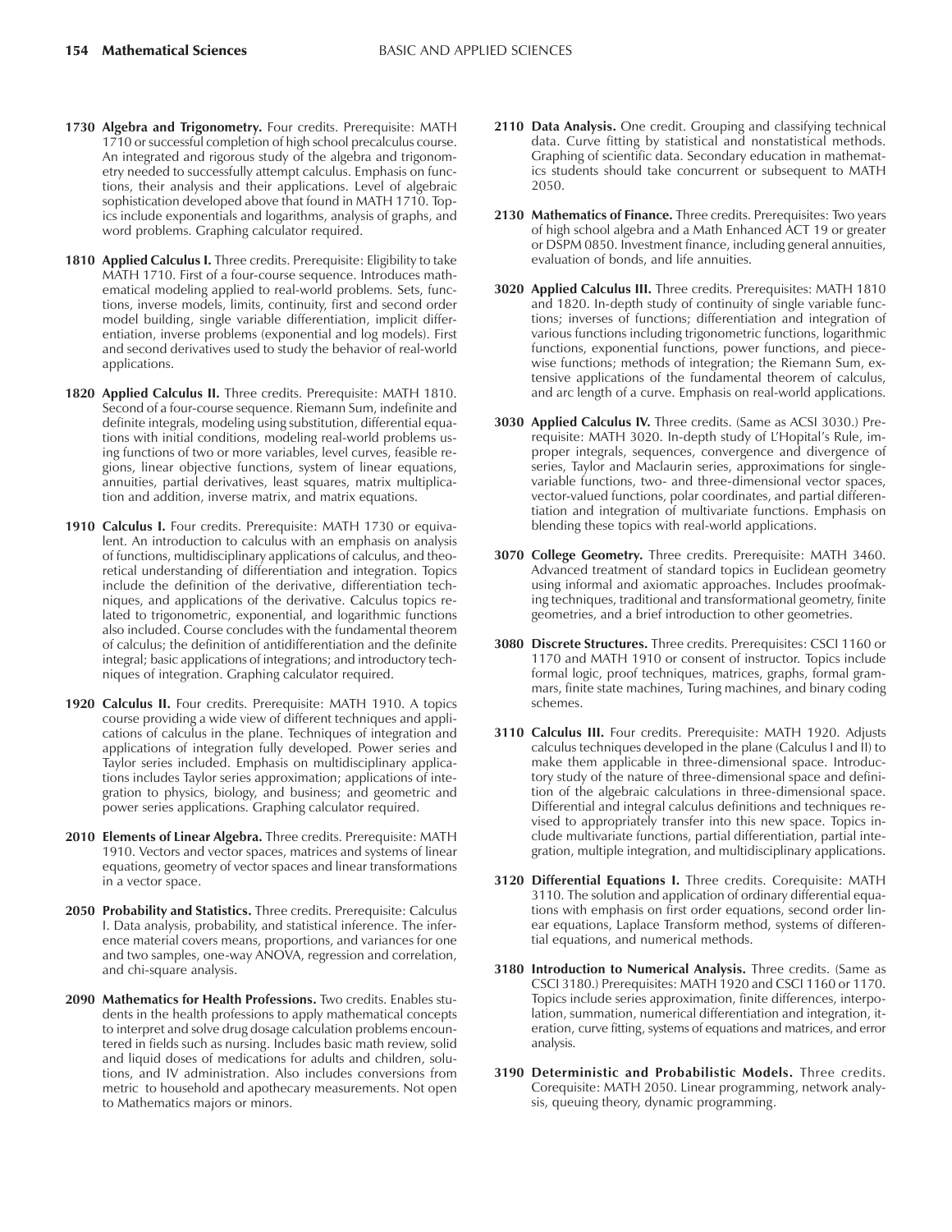**1730 Algebra and Trigonometry.** Four credits. Prerequisite: MATH 1710 or successful completion of high school precalculus course. An integrated and rigorous study of the algebra and trigonometry needed to successfully attempt calculus. Emphasis on functions, their analysis and their applications. Level of algebraic sophistication developed above that found in MATH 1710. Topics include exponentials and logarithms, analysis of graphs, and word problems. Graphing calculator required.

**1810 Applied Calculus I.** Three credits. Prerequisite: Eligibility to take MATH 1710. First of a four-course sequence. Introduces mathematical modeling applied to real-world problems. Sets, functions, inverse models, limits, continuity, first and second order model building, single variable differentiation, implicit differentiation, inverse problems (exponential and log models). First and second derivatives used to study the behavior of real-world applications.

**1820 Applied Calculus II.** Three credits. Prerequisite: MATH 1810. Second of a four-course sequence. Riemann Sum, indefinite and definite integrals, modeling using substitution, differential equations with initial conditions, modeling real-world problems using functions of two or more variables, level curves, feasible regions, linear objective functions, system of linear equations, annuities, partial derivatives, least squares, matrix multiplication and addition, inverse matrix, and matrix equations.

**1910 Calculus I.** Four credits. Prerequisite: MATH 1730 or equivalent. An introduction to calculus with an emphasis on analysis of functions, multidisciplinary applications of calculus, and theoretical understanding of differentiation and integration. Topics include the definition of the derivative, differentiation techniques, and applications of the derivative. Calculus topics related to trigonometric, exponential, and logarithmic functions also included. Course concludes with the fundamental theorem of calculus; the definition of antidifferentiation and the definite integral; basic applications of integrations; and introductory techniques of integration. Graphing calculator required.

**1920 Calculus II.** Four credits. Prerequisite: MATH 1910. A topics course providing a wide view of different techniques and applications of calculus in the plane. Techniques of integration and applications of integration fully developed. Power series and Taylor series included. Emphasis on multidisciplinary applications includes Taylor series approximation; applications of integration to physics, biology, and business; and geometric and power series applications. Graphing calculator required.

**2010 Elements of Linear Algebra.** Three credits. Prerequisite: MATH 1910. Vectors and vector spaces, matrices and systems of linear equations, geometry of vector spaces and linear transformations in a vector space.

**2050 Probability and Statistics.** Three credits. Prerequisite: Calculus I. Data analysis, probability, and statistical inference. The inference material covers means, proportions, and variances for one and two samples, one-way ANOVA, regression and correlation, and chi-square analysis.

**2090 Mathematics for Health Professions.** Two credits. Enables students in the health professions to apply mathematical concepts to interpret and solve drug dosage calculation problems encountered in fields such as nursing. Includes basic math review, solid and liquid doses of medications for adults and children, solutions, and IV administration. Also includes conversions from metric to household and apothecary measurements. Not open to Mathematics majors or minors.

**2110 Data Analysis.** One credit. Grouping and classifying technical data. Curve fitting by statistical and nonstatistical methods. Graphing of scientific data. Secondary education in mathematics students should take concurrent or subsequent to MATH 2050.

**2130 Mathematics of Finance.** Three credits. Prerequisites: Two years of high school algebra and a Math Enhanced ACT 19 or greater or DSPM 0850. Investment finance, including general annuities, evaluation of bonds, and life annuities.

**3020 Applied Calculus III.** Three credits. Prerequisites: MATH 1810 and 1820. In-depth study of continuity of single variable functions; inverses of functions; differentiation and integration of various functions including trigonometric functions, logarithmic functions, exponential functions, power functions, and piecewise functions; methods of integration; the Riemann Sum, extensive applications of the fundamental theorem of calculus, and arc length of a curve. Emphasis on real-world applications.

**3030 Applied Calculus IV.** Three credits. (Same as ACSI 3030.) Prerequisite: MATH 3020. In-depth study of L'Hopital's Rule, improper integrals, sequences, convergence and divergence of series, Taylor and Maclaurin series, approximations for single-variable functions, two- and three-dimensional vector spaces, vector-valued functions, polar coordinates, and partial differentiation and integration of multivariate functions. Emphasis on blending these topics with real-world applications.

**3070 College Geometry.** Three credits. Prerequisite: MATH 3460. Advanced treatment of standard topics in Euclidean geometry using informal and axiomatic approaches. Includes proofmaking techniques, traditional and transformational geometry, finite geometries, and a brief introduction to other geometries.

**3080 Discrete Structures.** Three credits. Prerequisites: CSCI 1160 or 1170 and MATH 1910 or consent of instructor. Topics include formal logic, proof techniques, matrices, graphs, formal grammars, finite state machines, Turing machines, and binary coding schemes.

**3110 Calculus III.** Four credits. Prerequisite: MATH 1920. Adjusts calculus techniques developed in the plane (Calculus I and II) to make them applicable in three-dimensional space. Introductory study of the nature of three-dimensional space and definition of the algebraic calculations in three-dimensional space. Differential and integral calculus definitions and techniques revised to appropriately transfer into this new space. Topics include multivariate functions, partial differentiation, partial integration, multiple integration, and multidisciplinary applications.

**3120 Differential Equations I.** Three credits. Corequisite: MATH 3110. The solution and application of ordinary differential equations with emphasis on first order equations, second order linear equations, Laplace Transform method, systems of differential equations, and numerical methods.

**3180 Introduction to Numerical Analysis.** Three credits. (Same as CSCI 3180.) Prerequisites: MATH 1920 and CSCI 1160 or 1170. Topics include series approximation, finite differences, interpolation, summation, numerical differentiation and integration, iteration, curve fitting, systems of equations and matrices, and error analysis.

**3190 Deterministic and Probabilistic Models.** Three credits. Corequisite: MATH 2050. Linear programming, network analysis, queuing theory, dynamic programming.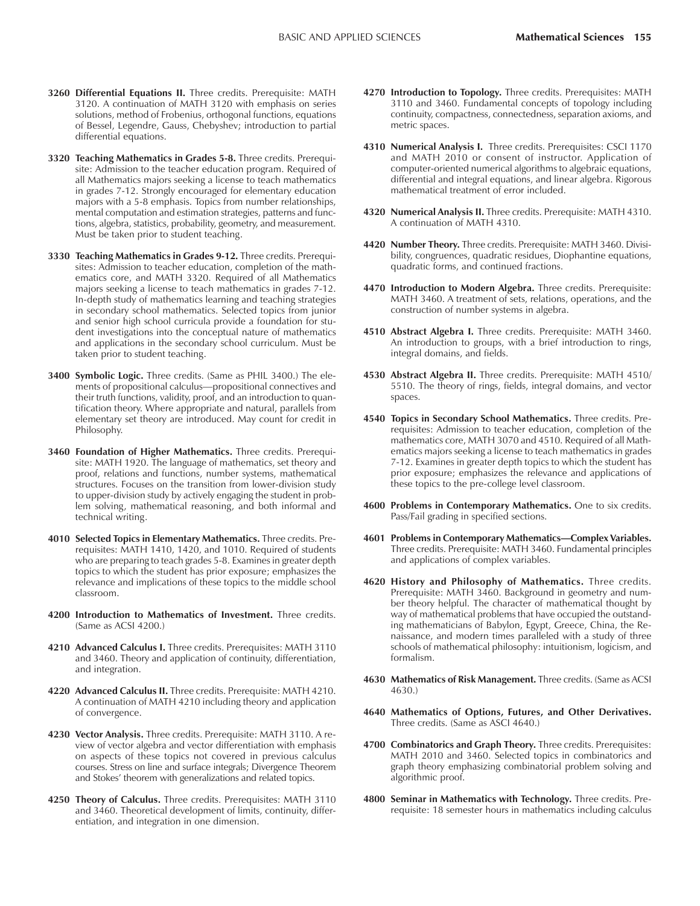**3260 Differential Equations II.** Three credits. Prerequisite: MATH 3120. A continuation of MATH 3120 with emphasis on series solutions, method of Frobenius, orthogonal functions, equations of Bessel, Legendre, Gauss, Chebyshev; introduction to partial differential equations.

**3320 Teaching Mathematics in Grades 5-8.** Three credits. Prerequisite: Admission to the teacher education program. Required of all Mathematics majors seeking a license to teach mathematics in grades 7-12. Strongly encouraged for elementary education majors with a 5-8 emphasis. Topics from number relationships, mental computation and estimation strategies, patterns and functions, algebra, statistics, probability, geometry, and measurement. Must be taken prior to student teaching.

**3330 Teaching Mathematics in Grades 9-12.** Three credits. Prerequisites: Admission to teacher education, completion of the mathematics core, and MATH 3320. Required of all Mathematics majors seeking a license to teach mathematics in grades 7-12. In-depth study of mathematics learning and teaching strategies in secondary school mathematics. Selected topics from junior and senior high school curricula provide a foundation for student investigations into the conceptual nature of mathematics and applications in the secondary school curriculum. Must be taken prior to student teaching.

**3400 Symbolic Logic.** Three credits. (Same as PHIL 3400.) The elements of propositional calculus—propositional connectives and their truth functions, validity, proof, and an introduction to quantification theory. Where appropriate and natural, parallels from elementary set theory are introduced. May count for credit in Philosophy.

**3460 Foundation of Higher Mathematics.** Three credits. Prerequisite: MATH 1920. The language of mathematics, set theory and proof, relations and functions, number systems, mathematical structures. Focuses on the transition from lower-division study to upper-division study by actively engaging the student in problem solving, mathematical reasoning, and both informal and technical writing.

**4010 Selected Topics in Elementary Mathematics.** Three credits. Prerequisites: MATH 1410, 1420, and 1010. Required of students who are preparing to teach grades 5-8. Examines in greater depth topics to which the student has prior exposure; emphasizes the relevance and implications of these topics to the middle school classroom.

**4200 Introduction to Mathematics of Investment.** Three credits. (Same as ACSI 4200.)

**4210 Advanced Calculus I.** Three credits. Prerequisites: MATH 3110 and 3460. Theory and application of continuity, differentiation, and integration.

**4220 Advanced Calculus II.** Three credits. Prerequisite: MATH 4210. A continuation of MATH 4210 including theory and application of convergence.

**4230 Vector Analysis.** Three credits. Prerequisite: MATH 3110. A review of vector algebra and vector differentiation with emphasis on aspects of these topics not covered in previous calculus courses. Stress on line and surface integrals; Divergence Theorem and Stokes' theorem with generalizations and related topics.

**4250 Theory of Calculus.** Three credits. Prerequisites: MATH 3110 and 3460. Theoretical development of limits, continuity, differentiation, and integration in one dimension.

**4270 Introduction to Topology.** Three credits. Prerequisites: MATH 3110 and 3460. Fundamental concepts of topology including continuity, compactness, connectedness, separation axioms, and metric spaces.

**4310 Numerical Analysis I.** Three credits. Prerequisites: CSCI 1170 and MATH 2010 or consent of instructor. Application of computer-oriented numerical algorithms to algebraic equations, differential and integral equations, and linear algebra. Rigorous mathematical treatment of error included.

**4320 Numerical Analysis II.** Three credits. Prerequisite: MATH 4310. A continuation of MATH 4310.

**4420 Number Theory.** Three credits. Prerequisite: MATH 3460. Divisibility, congruences, quadratic residues, Diophantine equations, quadratic forms, and continued fractions.

**4470 Introduction to Modern Algebra.** Three credits. Prerequisite: MATH 3460. A treatment of sets, relations, operations, and the construction of number systems in algebra.

**4510 Abstract Algebra I.** Three credits. Prerequisite: MATH 3460. An introduction to groups, with a brief introduction to rings, integral domains, and fields.

**4530 Abstract Algebra II.** Three credits. Prerequisite: MATH 4510/5510. The theory of rings, fields, integral domains, and vector spaces.

**4540 Topics in Secondary School Mathematics.** Three credits. Prerequisites: Admission to teacher education, completion of the mathematics core, MATH 3070 and 4510. Required of all Mathematics majors seeking a license to teach mathematics in grades 7-12. Examines in greater depth topics to which the student has prior exposure; emphasizes the relevance and applications of these topics to the pre-college level classroom.

**4600 Problems in Contemporary Mathematics.** One to six credits. Pass/Fail grading in specified sections.

**4601 Problems in Contemporary Mathematics—Complex Variables.** Three credits. Prerequisite: MATH 3460. Fundamental principles and applications of complex variables.

**4620 History and Philosophy of Mathematics.** Three credits. Prerequisite: MATH 3460. Background in geometry and number theory helpful. The character of mathematical thought by way of mathematical problems that have occupied the outstanding mathematicians of Babylon, Egypt, Greece, China, the Renaissance, and modern times paralleled with a study of three schools of mathematical philosophy: intuitionism, logicism, and formalism.

**4630 Mathematics of Risk Management.** Three credits. (Same as ACSI 4630.)

**4640 Mathematics of Options, Futures, and Other Derivatives.** Three credits. (Same as ASCI 4640.)

**4700 Combinatorics and Graph Theory.** Three credits. Prerequisites: MATH 2010 and 3460. Selected topics in combinatorics and graph theory emphasizing combinatorial problem solving and algorithmic proof.

**4800 Seminar in Mathematics with Technology.** Three credits. Prerequisite: 18 semester hours in mathematics including calculus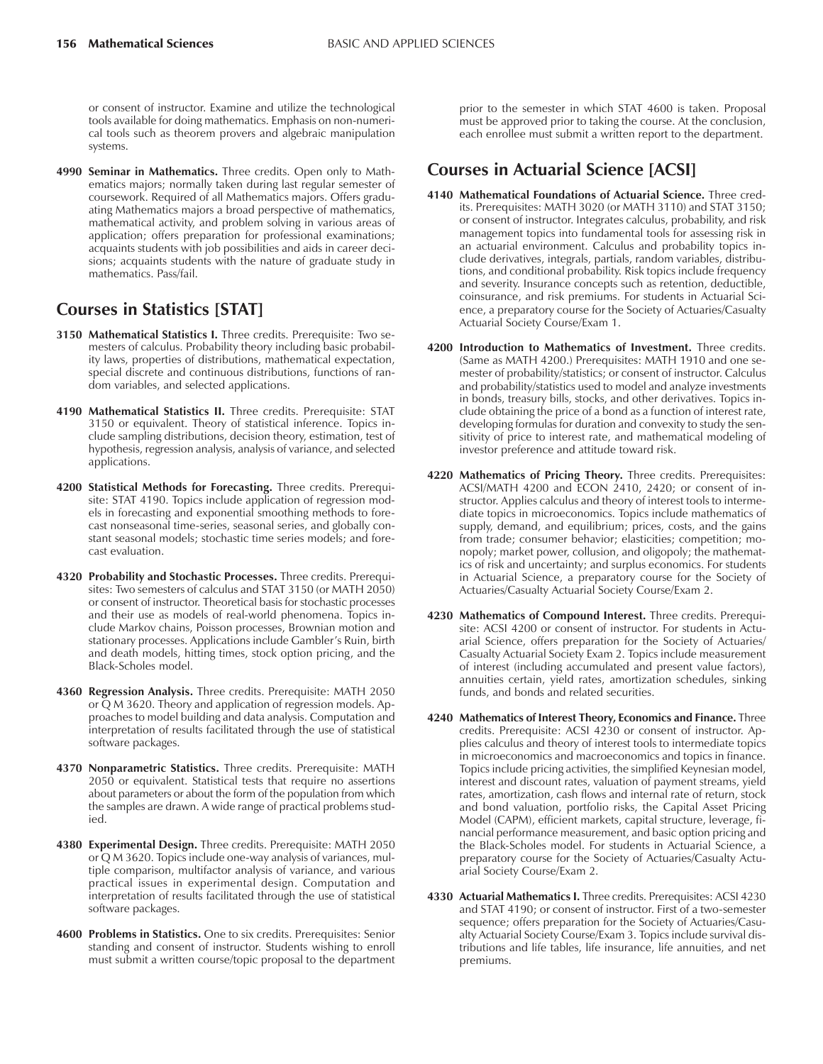or consent of instructor. Examine and utilize the technological tools available for doing mathematics. Emphasis on non-numerical tools such as theorem provers and algebraic manipulation systems.

**4990 Seminar in Mathematics.** Three credits. Open only to Mathematics majors; normally taken during last regular semester of coursework. Required of all Mathematics majors. Offers graduating Mathematics majors a broad perspective of mathematics, mathematical activity, and problem solving in various areas of application; offers preparation for professional examinations; acquaints students with job possibilities and aids in career decisions; acquaints students with the nature of graduate study in mathematics. Pass/fail.

## Courses in Statistics [STAT]

**3150 Mathematical Statistics I.** Three credits. Prerequisite: Two semesters of calculus. Probability theory including basic probability laws, properties of distributions, mathematical expectation, special discrete and continuous distributions, functions of random variables, and selected applications.

**4190 Mathematical Statistics II.** Three credits. Prerequisite: STAT 3150 or equivalent. Theory of statistical inference. Topics include sampling distributions, decision theory, estimation, test of hypothesis, regression analysis, analysis of variance, and selected applications.

**4200 Statistical Methods for Forecasting.** Three credits. Prerequisite: STAT 4190. Topics include application of regression models in forecasting and exponential smoothing methods to forecast nonseasonal time-series, seasonal series, and globally constant seasonal models; stochastic time series models; and forecast evaluation.

**4320 Probability and Stochastic Processes.** Three credits. Prerequisites: Two semesters of calculus and STAT 3150 (or MATH 2050) or consent of instructor. Theoretical basis for stochastic processes and their use as models of real-world phenomena. Topics include Markov chains, Poisson processes, Brownian motion and stationary processes. Applications include Gambler's Ruin, birth and death models, hitting times, stock option pricing, and the Black-Scholes model.

**4360 Regression Analysis.** Three credits. Prerequisite: MATH 2050 or Q M 3620. Theory and application of regression models. Approaches to model building and data analysis. Computation and interpretation of results facilitated through the use of statistical software packages.

**4370 Nonparametric Statistics.** Three credits. Prerequisite: MATH 2050 or equivalent. Statistical tests that require no assertions about parameters or about the form of the population from which the samples are drawn. A wide range of practical problems studied.

**4380 Experimental Design.** Three credits. Prerequisite: MATH 2050 or Q M 3620. Topics include one-way analysis of variances, multiple comparison, multifactor analysis of variance, and various practical issues in experimental design. Computation and interpretation of results facilitated through the use of statistical software packages.

**4600 Problems in Statistics.** One to six credits. Prerequisites: Senior standing and consent of instructor. Students wishing to enroll must submit a written course/topic proposal to the department prior to the semester in which STAT 4600 is taken. Proposal must be approved prior to taking the course. At the conclusion, each enrollee must submit a written report to the department.

## Courses in Actuarial Science [ACSI]

**4140 Mathematical Foundations of Actuarial Science.** Three credits. Prerequisites: MATH 3020 (or MATH 3110) and STAT 3150; or consent of instructor. Integrates calculus, probability, and risk management topics into fundamental tools for assessing risk in an actuarial environment. Calculus and probability topics include derivatives, integrals, partials, random variables, distributions, and conditional probability. Risk topics include frequency and severity. Insurance concepts such as retention, deductible, coinsurance, and risk premiums. For students in Actuarial Science, a preparatory course for the Society of Actuaries/Casualty Actuarial Society Course/Exam 1.

**4200 Introduction to Mathematics of Investment.** Three credits. (Same as MATH 4200.) Prerequisites: MATH 1910 and one semester of probability/statistics; or consent of instructor. Calculus and probability/statistics used to model and analyze investments in bonds, treasury bills, stocks, and other derivatives. Topics include obtaining the price of a bond as a function of interest rate, developing formulas for duration and convexity to study the sensitivity of price to interest rate, and mathematical modeling of investor preference and attitude toward risk.

**4220 Mathematics of Pricing Theory.** Three credits. Prerequisites: ACSI/MATH 4200 and ECON 2410, 2420; or consent of instructor. Applies calculus and theory of interest tools to intermediate topics in microeconomics. Topics include mathematics of supply, demand, and equilibrium; prices, costs, and the gains from trade; consumer behavior; elasticities; competition; monopoly; market power, collusion, and oligopoly; the mathematics of risk and uncertainty; and surplus economics. For students in Actuarial Science, a preparatory course for the Society of Actuaries/Casualty Actuarial Society Course/Exam 2.

**4230 Mathematics of Compound Interest.** Three credits. Prerequisite: ACSI 4200 or consent of instructor. For students in Actuarial Science, offers preparation for the Society of Actuaries/Casualty Actuarial Society Exam 2. Topics include measurement of interest (including accumulated and present value factors), annuities certain, yield rates, amortization schedules, sinking funds, and bonds and related securities.

**4240 Mathematics of Interest Theory, Economics and Finance.** Three credits. Prerequisite: ACSI 4230 or consent of instructor. Applies calculus and theory of interest tools to intermediate topics in microeconomics and macroeconomics and topics in finance. Topics include pricing activities, the simplified Keynesian model, interest and discount rates, valuation of payment streams, yield rates, amortization, cash flows and internal rate of return, stock and bond valuation, portfolio risks, the Capital Asset Pricing Model (CAPM), efficient markets, capital structure, leverage, financial performance measurement, and basic option pricing and the Black-Scholes model. For students in Actuarial Science, a preparatory course for the Society of Actuaries/Casualty Actuarial Society Course/Exam 2.

**4330 Actuarial Mathematics I.** Three credits. Prerequisites: ACSI 4230 and STAT 4190; or consent of instructor. First of a two-semester sequence; offers preparation for the Society of Actuaries/Casualty Actuarial Society Course/Exam 3. Topics include survival distributions and life tables, life insurance, life annuities, and net premiums.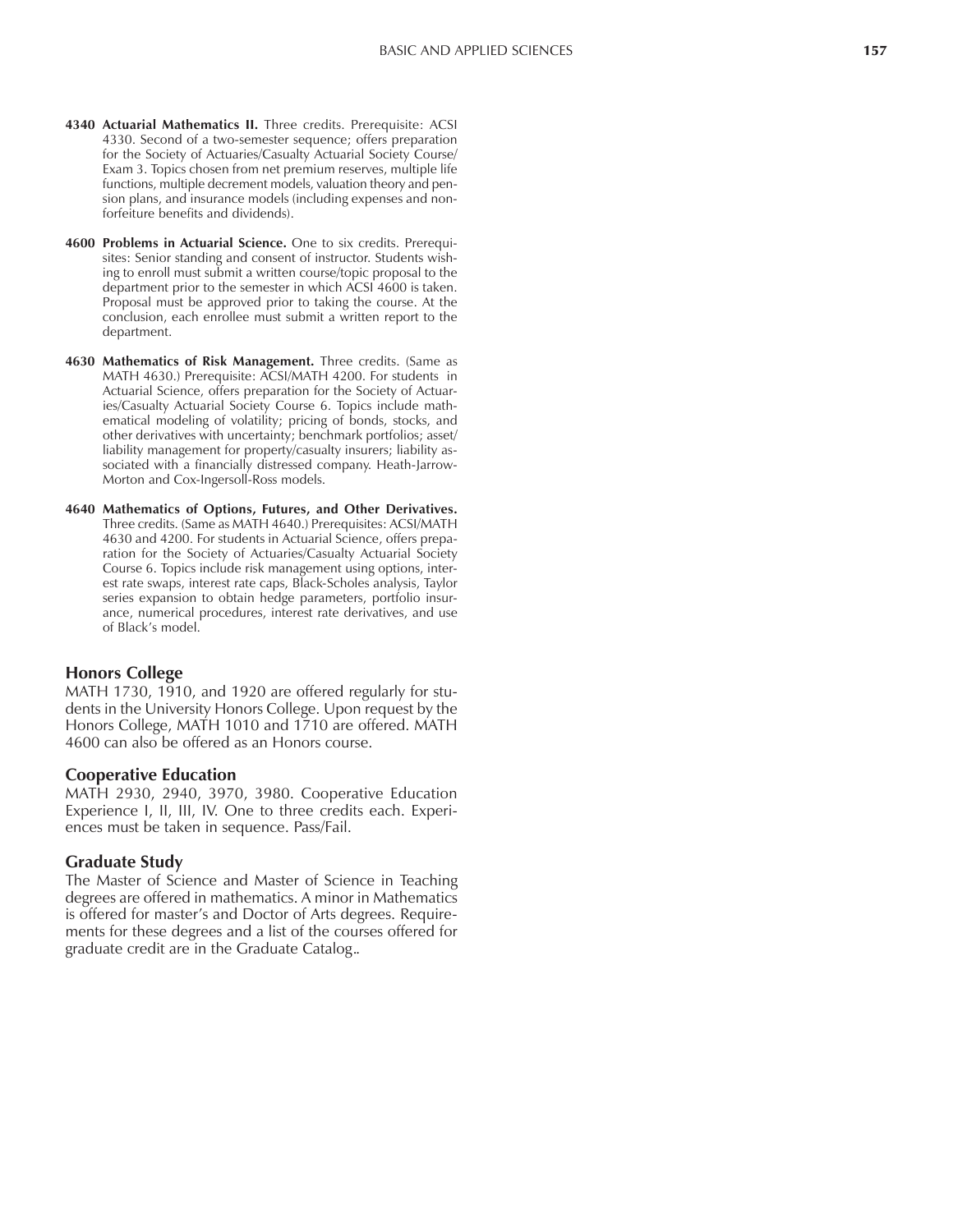**4340 Actuarial Mathematics II.** Three credits. Prerequisite: ACSI 4330. Second of a two-semester sequence; offers preparation for the Society of Actuaries/Casualty Actuarial Society Course/ Exam 3. Topics chosen from net premium reserves, multiple life functions, multiple decrement models, valuation theory and pension plans, and insurance models (including expenses and nonforfeiture benefits and dividends).

**4600 Problems in Actuarial Science.** One to six credits. Prerequisites: Senior standing and consent of instructor. Students wishing to enroll must submit a written course/topic proposal to the department prior to the semester in which ACSI 4600 is taken. Proposal must be approved prior to taking the course. At the conclusion, each enrollee must submit a written report to the department.

**4630 Mathematics of Risk Management.** Three credits. (Same as MATH 4630.) Prerequisite: ACSI/MATH 4200. For students in Actuarial Science, offers preparation for the Society of Actuaries/Casualty Actuarial Society Course 6. Topics include mathematical modeling of volatility; pricing of bonds, stocks, and other derivatives with uncertainty; benchmark portfolios; asset/ liability management for property/casualty insurers; liability associated with a financially distressed company. Heath-Jarrow-Morton and Cox-Ingersoll-Ross models.

**4640 Mathematics of Options, Futures, and Other Derivatives.** Three credits. (Same as MATH 4640.) Prerequisites: ACSI/MATH 4630 and 4200. For students in Actuarial Science, offers preparation for the Society of Actuaries/Casualty Actuarial Society Course 6. Topics include risk management using options, interest rate swaps, interest rate caps, Black-Scholes analysis, Taylor series expansion to obtain hedge parameters, portfolio insurance, numerical procedures, interest rate derivatives, and use of Black's model.

## Honors College

MATH 1730, 1910, and 1920 are offered regularly for students in the University Honors College. Upon request by the Honors College, MATH 1010 and 1710 are offered. MATH 4600 can also be offered as an Honors course.

## Cooperative Education

MATH 2930, 2940, 3970, 3980. Cooperative Education Experience I, II, III, IV. One to three credits each. Experiences must be taken in sequence. Pass/Fail.

## Graduate Study

The Master of Science and Master of Science in Teaching degrees are offered in mathematics. A minor in Mathematics is offered for master's and Doctor of Arts degrees. Requirements for these degrees and a list of the courses offered for graduate credit are in the Graduate Catalog..